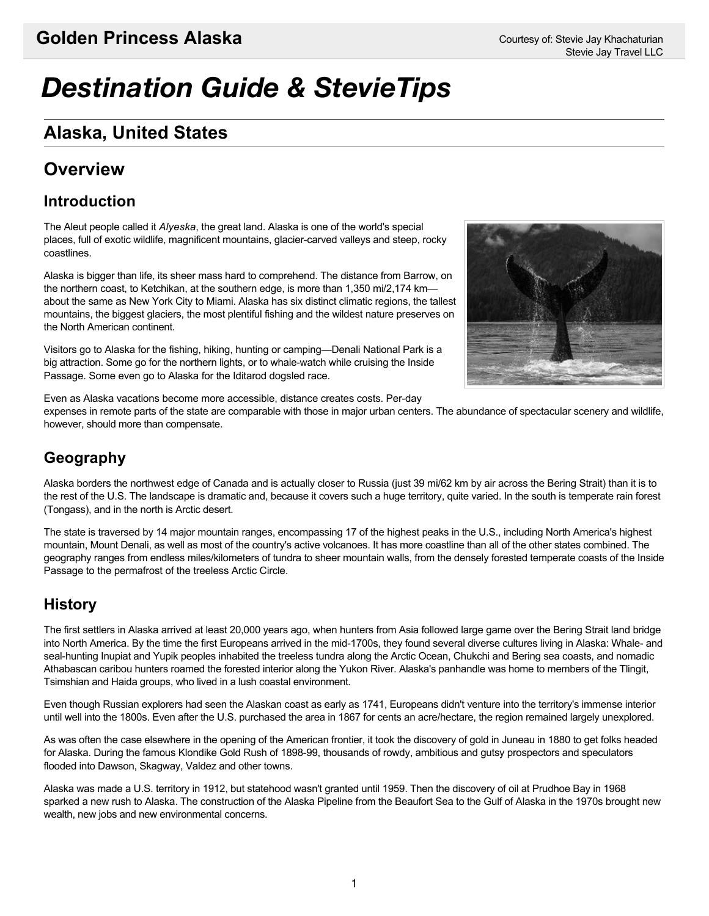# Destination Guide & StevieTips

## Alaska, United States

## Overview

### Introduction

The Aleut people called it *Alyeska*, the great land. Alaska is one of the world's special places, full of exotic wildlife, magnificent mountains, glacier-carved valleys and steep, rocky coastlines.

Alaska is bigger than life, its sheer mass hard to comprehend. The distance from Barrow, on the northern coast, to Ketchikan, at the southern edge, is more than 1,350 mi/2,174 km—about the same as New York City to Miami. Alaska has six distinct climatic regions, the tallest mountains, the biggest glaciers, the most plentiful fishing and the wildest nature preserves on the North American continent.

Visitors go to Alaska for the fishing, hiking, hunting or camping—Denali National Park is a big attraction. Some go for the northern lights, or to whale-watch while cruising the Inside Passage. Some even go to Alaska for the Iditarod dogsled race.

Even as Alaska vacations become more accessible, distance creates costs. Per-day expenses in remote parts of the state are comparable with those in major urban centers. The abundance of spectacular scenery and wildlife, however, should more than compensate.

### Geography

Alaska borders the northwest edge of Canada and is actually closer to Russia (just 39 mi/62 km by air across the Bering Strait) than it is to the rest of the U.S. The landscape is dramatic and, because it covers such a huge territory, quite varied. In the south is temperate rain forest (Tongass), and in the north is Arctic desert.

The state is traversed by 14 major mountain ranges, encompassing 17 of the highest peaks in the U.S., including North America's highest mountain, Mount Denali, as well as most of the country's active volcanoes. It has more coastline than all of the other states combined. The geography ranges from endless miles/kilometers of tundra to sheer mountain walls, from the densely forested temperate coasts of the Inside Passage to the permafrost of the treeless Arctic Circle.

### History

The first settlers in Alaska arrived at least 20,000 years ago, when hunters from Asia followed large game over the Bering Strait land bridge into North America. By the time the first Europeans arrived in the mid-1700s, they found several diverse cultures living in Alaska: Whale- and seal-hunting Inupiat and Yupik peoples inhabited the treeless tundra along the Arctic Ocean, Chukchi and Bering sea coasts, and nomadic Athabascan caribou hunters roamed the forested interior along the Yukon River. Alaska's panhandle was home to members of the Tlingit, Tsimshian and Haida groups, who lived in a lush coastal environment.

Even though Russian explorers had seen the Alaskan coast as early as 1741, Europeans didn't venture into the territory's immense interior until well into the 1800s. Even after the U.S. purchased the area in 1867 for cents an acre/hectare, the region remained largely unexplored.

As was often the case elsewhere in the opening of the American frontier, it took the discovery of gold in Juneau in 1880 to get folks headed for Alaska. During the famous Klondike Gold Rush of 1898-99, thousands of rowdy, ambitious and gutsy prospectors and speculators flooded into Dawson, Skagway, Valdez and other towns.

Alaska was made a U.S. territory in 1912, but statehood wasn't granted until 1959. Then the discovery of oil at Prudhoe Bay in 1968 sparked a new rush to Alaska. The construction of the Alaska Pipeline from the Beaufort Sea to the Gulf of Alaska in the 1970s brought new wealth, new jobs and new environmental concerns.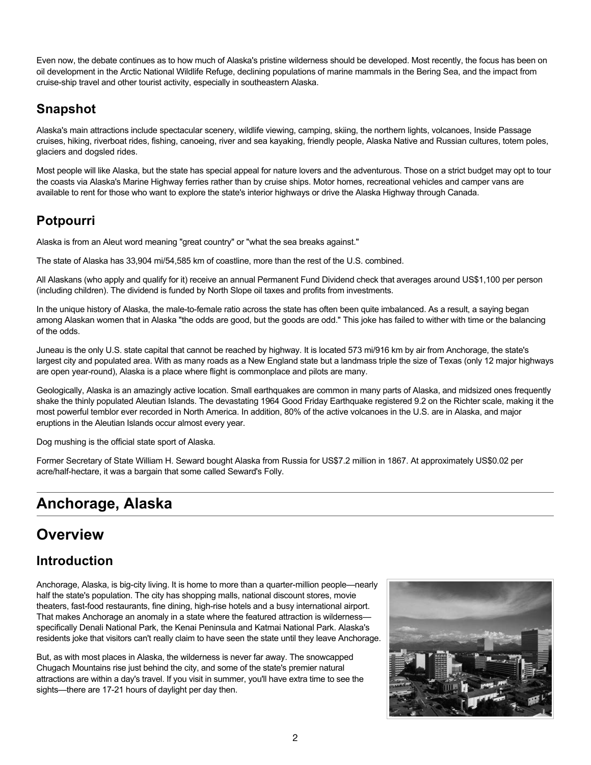Even now, the debate continues as to how much of Alaska's pristine wilderness should be developed. Most recently, the focus has been on oil development in the Arctic National Wildlife Refuge, declining populations of marine mammals in the Bering Sea, and the impact from cruise-ship travel and other tourist activity, especially in southeastern Alaska.

## Snapshot

Alaska's main attractions include spectacular scenery, wildlife viewing, camping, skiing, the northern lights, volcanoes, Inside Passage cruises, hiking, riverboat rides, fishing, canoeing, river and sea kayaking, friendly people, Alaska Native and Russian cultures, totem poles, glaciers and dogsled rides.

Most people will like Alaska, but the state has special appeal for nature lovers and the adventurous. Those on a strict budget may opt to tour the coasts via Alaska's Marine Highway ferries rather than by cruise ships. Motor homes, recreational vehicles and camper vans are available to rent for those who want to explore the state's interior highways or drive the Alaska Highway through Canada.

## Potpourri

Alaska is from an Aleut word meaning "great country" or "what the sea breaks against."

The state of Alaska has 33,904 mi/54,585 km of coastline, more than the rest of the U.S. combined.

All Alaskans (who apply and qualify for it) receive an annual Permanent Fund Dividend check that averages around US$1,100 per person (including children). The dividend is funded by North Slope oil taxes and profits from investments.

In the unique history of Alaska, the male-to-female ratio across the state has often been quite imbalanced. As a result, a saying began among Alaskan women that in Alaska "the odds are good, but the goods are odd." This joke has failed to wither with time or the balancing of the odds.

Juneau is the only U.S. state capital that cannot be reached by highway. It is located 573 mi/916 km by air from Anchorage, the state's largest city and populated area. With as many roads as a New England state but a landmass triple the size of Texas (only 12 major highways are open year-round), Alaska is a place where flight is commonplace and pilots are many.

Geologically, Alaska is an amazingly active location. Small earthquakes are common in many parts of Alaska, and midsized ones frequently shake the thinly populated Aleutian Islands. The devastating 1964 Good Friday Earthquake registered 9.2 on the Richter scale, making it the most powerful temblor ever recorded in North America. In addition, 80% of the active volcanoes in the U.S. are in Alaska, and major eruptions in the Aleutian Islands occur almost every year.

Dog mushing is the official state sport of Alaska.

Former Secretary of State William H. Seward bought Alaska from Russia for US$7.2 million in 1867. At approximately US$0.02 per acre/half-hectare, it was a bargain that some called Seward's Folly.

# Anchorage, Alaska

# Overview

## Introduction

Anchorage, Alaska, is big-city living. It is home to more than a quarter-million people—nearly half the state's population. The city has shopping malls, national discount stores, movie theaters, fast-food restaurants, fine dining, high-rise hotels and a busy international airport. That makes Anchorage an anomaly in a state where the featured attraction is wilderness—specifically Denali National Park, the Kenai Peninsula and Katmai National Park. Alaska's residents joke that visitors can't really claim to have seen the state until they leave Anchorage.

But, as with most places in Alaska, the wilderness is never far away. The snowcapped Chugach Mountains rise just behind the city, and some of the state's premier natural attractions are within a day's travel. If you visit in summer, you'll have extra time to see the sights—there are 17-21 hours of daylight per day then.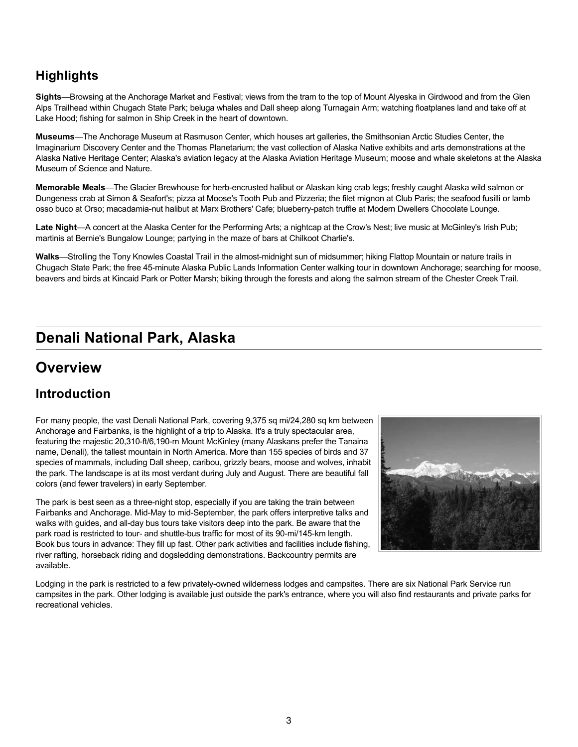## Highlights

**Sights**—Browsing at the Anchorage Market and Festival; views from the tram to the top of Mount Alyeska in Girdwood and from the Glen Alps Trailhead within Chugach State Park; beluga whales and Dall sheep along Turnagain Arm; watching floatplanes land and take off at Lake Hood; fishing for salmon in Ship Creek in the heart of downtown.

**Museums**—The Anchorage Museum at Rasmuson Center, which houses art galleries, the Smithsonian Arctic Studies Center, the Imaginarium Discovery Center and the Thomas Planetarium; the vast collection of Alaska Native exhibits and arts demonstrations at the Alaska Native Heritage Center; Alaska's aviation legacy at the Alaska Aviation Heritage Museum; moose and whale skeletons at the Alaska Museum of Science and Nature.

**Memorable Meals**—The Glacier Brewhouse for herb-encrusted halibut or Alaskan king crab legs; freshly caught Alaska wild salmon or Dungeness crab at Simon & Seafort's; pizza at Moose's Tooth Pub and Pizzeria; the filet mignon at Club Paris; the seafood fusilli or lamb osso buco at Orso; macadamia-nut halibut at Marx Brothers' Cafe; blueberry-patch truffle at Modern Dwellers Chocolate Lounge.

**Late Night**—A concert at the Alaska Center for the Performing Arts; a nightcap at the Crow's Nest; live music at McGinley's Irish Pub; martinis at Bernie's Bungalow Lounge; partying in the maze of bars at Chilkoot Charlie's.

**Walks**—Strolling the Tony Knowles Coastal Trail in the almost-midnight sun of midsummer; hiking Flattop Mountain or nature trails in Chugach State Park; the free 45-minute Alaska Public Lands Information Center walking tour in downtown Anchorage; searching for moose, beavers and birds at Kincaid Park or Potter Marsh; biking through the forests and along the salmon stream of the Chester Creek Trail.

# Denali National Park, Alaska

# Overview

## Introduction

For many people, the vast Denali National Park, covering 9,375 sq mi/24,280 sq km between Anchorage and Fairbanks, is the highlight of a trip to Alaska. It's a truly spectacular area, featuring the majestic 20,310-ft/6,190-m Mount McKinley (many Alaskans prefer the Tanaina name, Denali), the tallest mountain in North America. More than 155 species of birds and 37 species of mammals, including Dall sheep, caribou, grizzly bears, moose and wolves, inhabit the park. The landscape is at its most verdant during July and August. There are beautiful fall colors (and fewer travelers) in early September.

The park is best seen as a three-night stop, especially if you are taking the train between Fairbanks and Anchorage. Mid-May to mid-September, the park offers interpretive talks and walks with guides, and all-day bus tours take visitors deep into the park. Be aware that the park road is restricted to tour- and shuttle-bus traffic for most of its 90-mi/145-km length. Book bus tours in advance: They fill up fast. Other park activities and facilities include fishing, river rafting, horseback riding and dogsledding demonstrations. Backcountry permits are available.

Lodging in the park is restricted to a few privately-owned wilderness lodges and campsites. There are six National Park Service run campsites in the park. Other lodging is available just outside the park's entrance, where you will also find restaurants and private parks for recreational vehicles.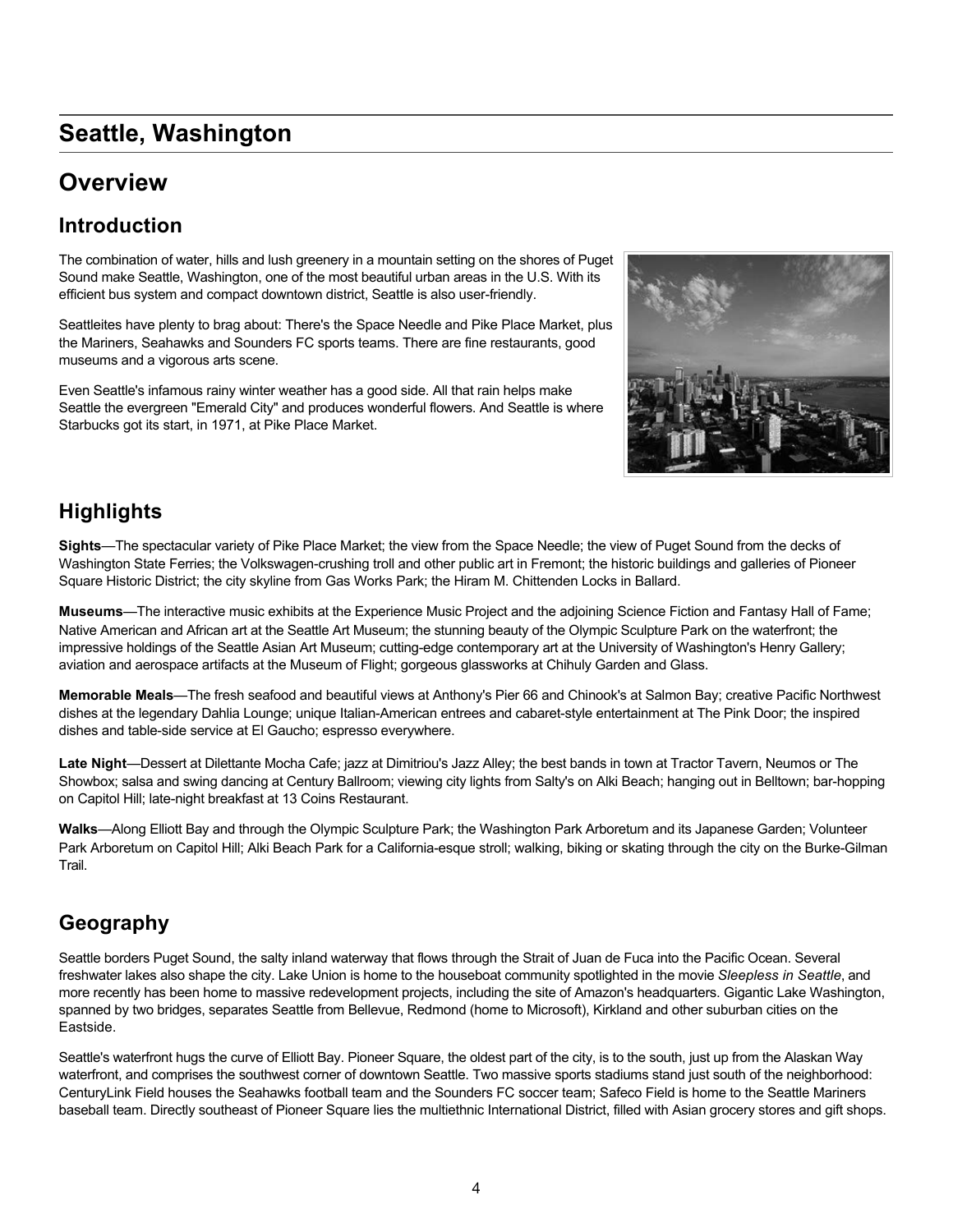# Seattle, Washington

## Overview

### Introduction

The combination of water, hills and lush greenery in a mountain setting on the shores of Puget Sound make Seattle, Washington, one of the most beautiful urban areas in the U.S. With its efficient bus system and compact downtown district, Seattle is also user-friendly.

Seattleites have plenty to brag about: There's the Space Needle and Pike Place Market, plus the Mariners, Seahawks and Sounders FC sports teams. There are fine restaurants, good museums and a vigorous arts scene.

Even Seattle's infamous rainy winter weather has a good side. All that rain helps make Seattle the evergreen "Emerald City" and produces wonderful flowers. And Seattle is where Starbucks got its start, in 1971, at Pike Place Market.

### Highlights

**Sights**—The spectacular variety of Pike Place Market; the view from the Space Needle; the view of Puget Sound from the decks of Washington State Ferries; the Volkswagen-crushing troll and other public art in Fremont; the historic buildings and galleries of Pioneer Square Historic District; the city skyline from Gas Works Park; the Hiram M. Chittenden Locks in Ballard.

**Museums**—The interactive music exhibits at the Experience Music Project and the adjoining Science Fiction and Fantasy Hall of Fame; Native American and African art at the Seattle Art Museum; the stunning beauty of the Olympic Sculpture Park on the waterfront; the impressive holdings of the Seattle Asian Art Museum; cutting-edge contemporary art at the University of Washington's Henry Gallery; aviation and aerospace artifacts at the Museum of Flight; gorgeous glassworks at Chihuly Garden and Glass.

**Memorable Meals**—The fresh seafood and beautiful views at Anthony's Pier 66 and Chinook's at Salmon Bay; creative Pacific Northwest dishes at the legendary Dahlia Lounge; unique Italian-American entrees and cabaret-style entertainment at The Pink Door; the inspired dishes and table-side service at El Gaucho; espresso everywhere.

**Late Night**—Dessert at Dilettante Mocha Cafe; jazz at Dimitriou's Jazz Alley; the best bands in town at Tractor Tavern, Neumos or The Showbox; salsa and swing dancing at Century Ballroom; viewing city lights from Salty's on Alki Beach; hanging out in Belltown; bar-hopping on Capitol Hill; late-night breakfast at 13 Coins Restaurant.

**Walks**—Along Elliott Bay and through the Olympic Sculpture Park; the Washington Park Arboretum and its Japanese Garden; Volunteer Park Arboretum on Capitol Hill; Alki Beach Park for a California-esque stroll; walking, biking or skating through the city on the Burke-Gilman Trail.

### Geography

Seattle borders Puget Sound, the salty inland waterway that flows through the Strait of Juan de Fuca into the Pacific Ocean. Several freshwater lakes also shape the city. Lake Union is home to the houseboat community spotlighted in the movie *Sleepless in Seattle*, and more recently has been home to massive redevelopment projects, including the site of Amazon's headquarters. Gigantic Lake Washington, spanned by two bridges, separates Seattle from Bellevue, Redmond (home to Microsoft), Kirkland and other suburban cities on the Eastside.

Seattle's waterfront hugs the curve of Elliott Bay. Pioneer Square, the oldest part of the city, is to the south, just up from the Alaskan Way waterfront, and comprises the southwest corner of downtown Seattle. Two massive sports stadiums stand just south of the neighborhood: CenturyLink Field houses the Seahawks football team and the Sounders FC soccer team; Safeco Field is home to the Seattle Mariners baseball team. Directly southeast of Pioneer Square lies the multiethnic International District, filled with Asian grocery stores and gift shops.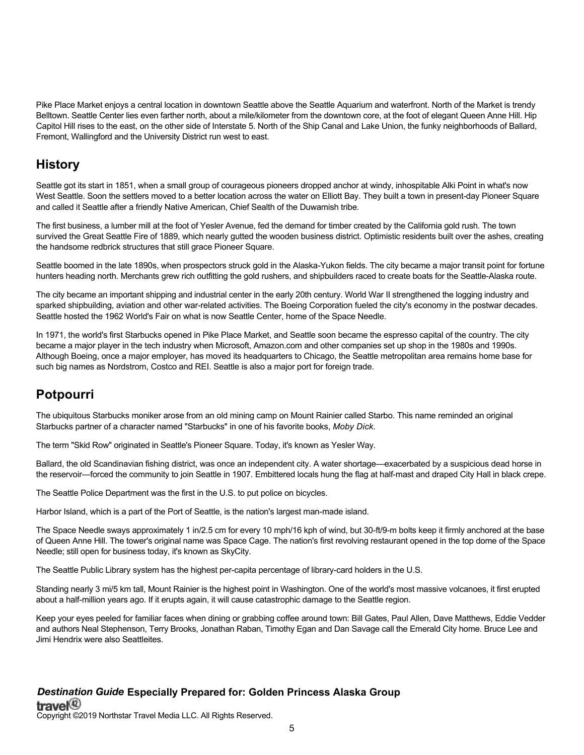Pike Place Market enjoys a central location in downtown Seattle above the Seattle Aquarium and waterfront. North of the Market is trendy Belltown. Seattle Center lies even farther north, about a mile/kilometer from the downtown core, at the foot of elegant Queen Anne Hill. Hip Capitol Hill rises to the east, on the other side of Interstate 5. North of the Ship Canal and Lake Union, the funky neighborhoods of Ballard, Fremont, Wallingford and the University District run west to east.

## History

Seattle got its start in 1851, when a small group of courageous pioneers dropped anchor at windy, inhospitable Alki Point in what's now West Seattle. Soon the settlers moved to a better location across the water on Elliott Bay. They built a town in present-day Pioneer Square and called it Seattle after a friendly Native American, Chief Sealth of the Duwamish tribe.

The first business, a lumber mill at the foot of Yesler Avenue, fed the demand for timber created by the California gold rush. The town survived the Great Seattle Fire of 1889, which nearly gutted the wooden business district. Optimistic residents built over the ashes, creating the handsome redbrick structures that still grace Pioneer Square.

Seattle boomed in the late 1890s, when prospectors struck gold in the Alaska-Yukon fields. The city became a major transit point for fortune hunters heading north. Merchants grew rich outfitting the gold rushers, and shipbuilders raced to create boats for the Seattle-Alaska route.

The city became an important shipping and industrial center in the early 20th century. World War II strengthened the logging industry and sparked shipbuilding, aviation and other war-related activities. The Boeing Corporation fueled the city's economy in the postwar decades. Seattle hosted the 1962 World's Fair on what is now Seattle Center, home of the Space Needle.

In 1971, the world's first Starbucks opened in Pike Place Market, and Seattle soon became the espresso capital of the country. The city became a major player in the tech industry when Microsoft, Amazon.com and other companies set up shop in the 1980s and 1990s. Although Boeing, once a major employer, has moved its headquarters to Chicago, the Seattle metropolitan area remains home base for such big names as Nordstrom, Costco and REI. Seattle is also a major port for foreign trade.

## Potpourri

The ubiquitous Starbucks moniker arose from an old mining camp on Mount Rainier called Starbo. This name reminded an original Starbucks partner of a character named "Starbucks" in one of his favorite books, *Moby Dick*.

The term "Skid Row" originated in Seattle's Pioneer Square. Today, it's known as Yesler Way.

Ballard, the old Scandinavian fishing district, was once an independent city. A water shortage—exacerbated by a suspicious dead horse in the reservoir—forced the community to join Seattle in 1907. Embittered locals hung the flag at half-mast and draped City Hall in black crepe.

The Seattle Police Department was the first in the U.S. to put police on bicycles.

Harbor Island, which is a part of the Port of Seattle, is the nation's largest man-made island.

The Space Needle sways approximately 1 in/2.5 cm for every 10 mph/16 kph of wind, but 30-ft/9-m bolts keep it firmly anchored at the base of Queen Anne Hill. The tower's original name was Space Cage. The nation's first revolving restaurant opened in the top dome of the Space Needle; still open for business today, it's known as SkyCity.

The Seattle Public Library system has the highest per-capita percentage of library-card holders in the U.S.

Standing nearly 3 mi/5 km tall, Mount Rainier is the highest point in Washington. One of the world's most massive volcanoes, it first erupted about a half-million years ago. If it erupts again, it will cause catastrophic damage to the Seattle region.

Keep your eyes peeled for familiar faces when dining or grabbing coffee around town: Bill Gates, Paul Allen, Dave Matthews, Eddie Vedder and authors Neal Stephenson, Terry Brooks, Jonathan Raban, Timothy Egan and Dan Savage call the Emerald City home. Bruce Lee and Jimi Hendrix were also Seattleites.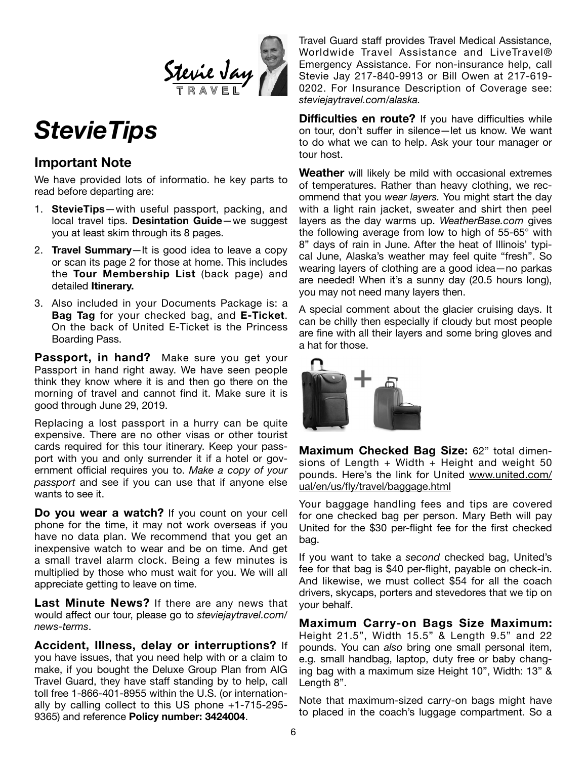# *StevieTips*

## Important Note

We have provided lots of informatio. he key parts to read before departing are:

1. **StevieTips**—with useful passport, packing, and local travel tips. **Desintation Guide**—we suggest you at least skim through its 8 pages.
2. **Travel Summary**—It is good idea to leave a copy or scan its page 2 for those at home. This includes the **Tour Membership List** (back page) and detailed **Itinerary.**
3. Also included in your Documents Package is: a **Bag Tag** for your checked bag, and **E-Ticket**. On the back of United E-Ticket is the Princess Boarding Pass.

**Passport, in hand?** Make sure you get your Passport in hand right away. We have seen people think they know where it is and then go there on the morning of travel and cannot find it. Make sure it is good through June 29, 2019.

Replacing a lost passport in a hurry can be quite expensive. There are no other visas or other tourist cards required for this tour itinerary. Keep your passport with you and only surrender it if a hotel or government official requires you to. *Make a copy of your passport* and see if you can use that if anyone else wants to see it.

**Do you wear a watch?** If you count on your cell phone for the time, it may not work overseas if you have no data plan. We recommend that you get an inexpensive watch to wear and be on time. And get a small travel alarm clock. Being a few minutes is multiplied by those who must wait for you. We will all appreciate getting to leave on time.

**Last Minute News?** If there are any news that would affect our tour, please go to *steviejaytravel.com/news-terms*.

**Accident, Illness, delay or interruptions?** If you have issues, that you need help with or a claim to make, if you bought the Deluxe Group Plan from AIG Travel Guard, they have staff standing by to help, call toll free 1-866-401-8955 within the U.S. (or internationally by calling collect to this US phone +1-715-295-9365) and reference **Policy number: 3424004**. Travel Guard staff provides Travel Medical Assistance, Worldwide Travel Assistance and LiveTravel® Emergency Assistance. For non-insurance help, call Stevie Jay 217-840-9913 or Bill Owen at 217-619-0202. For Insurance Description of Coverage see: *steviejaytravel.com/alaska.*

**Difficulties en route?** If you have difficulties while on tour, don't suffer in silence—let us know. We want to do what we can to help. Ask your tour manager or tour host.

**Weather** will likely be mild with occasional extremes of temperatures. Rather than heavy clothing, we recommend that you *wear layers.* You might start the day with a light rain jacket, sweater and shirt then peel layers as the day warms up. *WeatherBase.com* gives the following average from low to high of 55-65° with 8" days of rain in June. After the heat of Illinois' typical June, Alaska's weather may feel quite "fresh". So wearing layers of clothing are a good idea—no parkas are needed! When it's a sunny day (20.5 hours long), you may not need many layers then.

A special comment about the glacier cruising days. It can be chilly then especially if cloudy but most people are fine with all their layers and some bring gloves and a hat for those.

**Maximum Checked Bag Size:** 62" total dimensions of Length + Width + Height and weight 50 pounds. Here's the link for United www.united.com/ual/en/us/fly/travel/baggage.html

Your baggage handling fees and tips are covered for one checked bag per person. Mary Beth will pay United for the $30 per-flight fee for the first checked bag.

If you want to take a *second* checked bag, United's fee for that bag is $40 per-flight, payable on check-in. And likewise, we must collect $54 for all the coach drivers, skycaps, porters and stevedores that we tip on your behalf.

**Maximum Carry-on Bags Size Maximum:** Height 21.5", Width 15.5" & Length 9.5" and 22 pounds. You can *also* bring one small personal item, e.g. small handbag, laptop, duty free or baby changing bag with a maximum size Height 10", Width: 13" & Length 8".

Note that maximum-sized carry-on bags might have to placed in the coach's luggage compartment. So a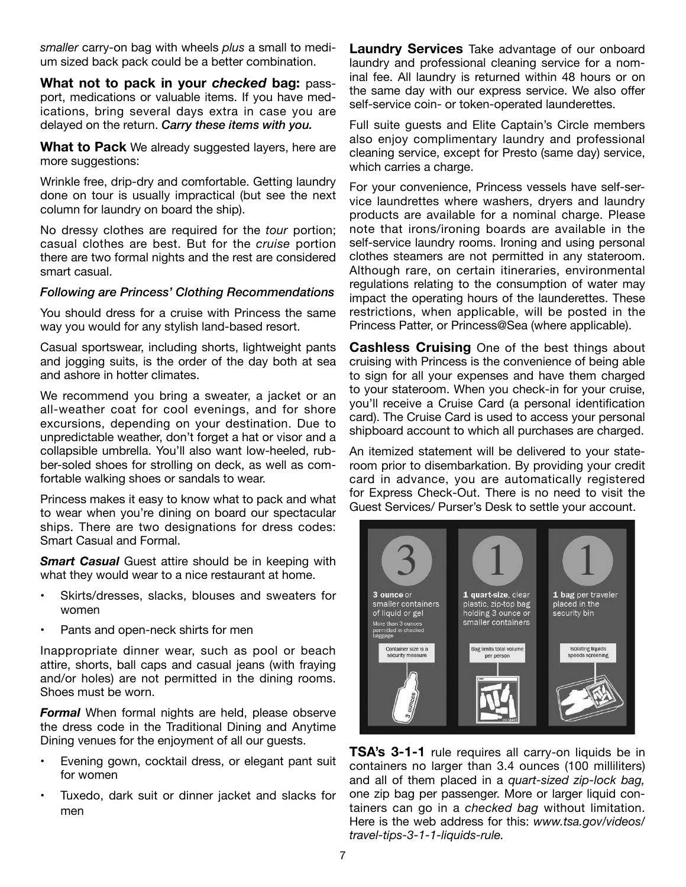*smaller* carry-on bag with wheels *plus* a small to medium sized back pack could be a better combination.

**What not to pack in your *checked* bag:** passport, medications or valuable items. If you have medications, bring several days extra in case you are delayed on the return. ***Carry these items with you.***

**What to Pack** We already suggested layers, here are more suggestions:

Wrinkle free, drip-dry and comfortable. Getting laundry done on tour is usually impractical (but see the next column for laundry on board the ship).

No dressy clothes are required for the *tour* portion; casual clothes are best. But for the *cruise* portion there are two formal nights and the rest are considered smart casual.

***Following are Princess' Clothing Recommendations***

You should dress for a cruise with Princess the same way you would for any stylish land-based resort.

Casual sportswear, including shorts, lightweight pants and jogging suits, is the order of the day both at sea and ashore in hotter climates.

We recommend you bring a sweater, a jacket or an all-weather coat for cool evenings, and for shore excursions, depending on your destination. Due to unpredictable weather, don't forget a hat or visor and a collapsible umbrella. You'll also want low-heeled, rubber-soled shoes for strolling on deck, as well as comfortable walking shoes or sandals to wear.

Princess makes it easy to know what to pack and what to wear when you're dining on board our spectacular ships. There are two designations for dress codes: Smart Casual and Formal.

***Smart Casual*** Guest attire should be in keeping with what they would wear to a nice restaurant at home.

- Skirts/dresses, slacks, blouses and sweaters for women
- Pants and open-neck shirts for men

Inappropriate dinner wear, such as pool or beach attire, shorts, ball caps and casual jeans (with fraying and/or holes) are not permitted in the dining rooms. Shoes must be worn.

***Formal*** When formal nights are held, please observe the dress code in the Traditional Dining and Anytime Dining venues for the enjoyment of all our guests.

- Evening gown, cocktail dress, or elegant pant suit for women
- Tuxedo, dark suit or dinner jacket and slacks for men

**Laundry Services** Take advantage of our onboard laundry and professional cleaning service for a nominal fee. All laundry is returned within 48 hours or on the same day with our express service. We also offer self-service coin- or token-operated launderettes.

Full suite guests and Elite Captain's Circle members also enjoy complimentary laundry and professional cleaning service, except for Presto (same day) service, which carries a charge.

For your convenience, Princess vessels have self-service laundrettes where washers, dryers and laundry products are available for a nominal charge. Please note that irons/ironing boards are available in the self-service laundry rooms. Ironing and using personal clothes steamers are not permitted in any stateroom. Although rare, on certain itineraries, environmental regulations relating to the consumption of water may impact the operating hours of the launderettes. These restrictions, when applicable, will be posted in the Princess Patter, or Princess@Sea (where applicable).

**Cashless Cruising** One of the best things about cruising with Princess is the convenience of being able to sign for all your expenses and have them charged to your stateroom. When you check-in for your cruise, you'll receive a Cruise Card (a personal identification card). The Cruise Card is used to access your personal shipboard account to which all purchases are charged.

An itemized statement will be delivered to your stateroom prior to disembarkation. By providing your credit card in advance, you are automatically registered for Express Check-Out. There is no need to visit the Guest Services/ Purser's Desk to settle your account.

3 — **3 ounce** or smaller containers of liquid or gel. More than 3 ounces permitted in checked baggage. Container size is a security measure.

1 — **1 quart-size**, clear plastic, zip-top bag holding 3 ounce or smaller containers. Bag limits total volume per person.

1 — **1 bag** per traveler placed in the security bin. Isolating liquids speeds screening.

**TSA's 3-1-1** rule requires all carry-on liquids be in containers no larger than 3.4 ounces (100 milliliters) and all of them placed in a *quart-sized zip-lock bag,* one zip bag per passenger. More or larger liquid containers can go in a *checked bag* without limitation. Here is the web address for this: *www.tsa.gov/videos/travel-tips-3-1-1-liquids-rule.*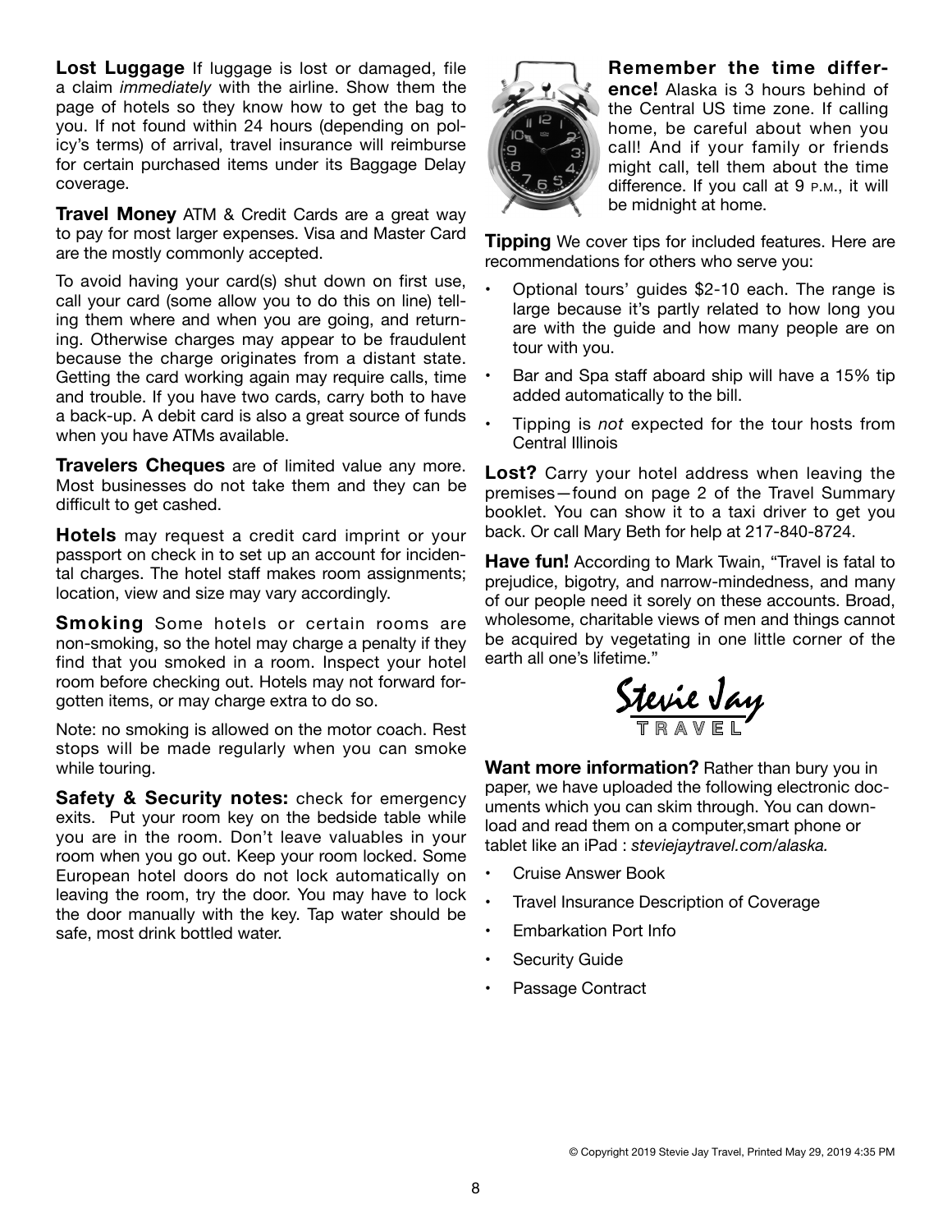**Lost Luggage** If luggage is lost or damaged, file a claim *immediately* with the airline. Show them the page of hotels so they know how to get the bag to you. If not found within 24 hours (depending on policy's terms) of arrival, travel insurance will reimburse for certain purchased items under its Baggage Delay coverage.

**Travel Money** ATM & Credit Cards are a great way to pay for most larger expenses. Visa and Master Card are the mostly commonly accepted.

To avoid having your card(s) shut down on first use, call your card (some allow you to do this on line) telling them where and when you are going, and returning. Otherwise charges may appear to be fraudulent because the charge originates from a distant state. Getting the card working again may require calls, time and trouble. If you have two cards, carry both to have a back-up. A debit card is also a great source of funds when you have ATMs available.

**Travelers Cheques** are of limited value any more. Most businesses do not take them and they can be difficult to get cashed.

**Hotels** may request a credit card imprint or your passport on check in to set up an account for incidental charges. The hotel staff makes room assignments; location, view and size may vary accordingly.

**Smoking** Some hotels or certain rooms are non-smoking, so the hotel may charge a penalty if they find that you smoked in a room. Inspect your hotel room before checking out. Hotels may not forward forgotten items, or may charge extra to do so.

Note: no smoking is allowed on the motor coach. Rest stops will be made regularly when you can smoke while touring.

**Safety & Security notes:** check for emergency exits. Put your room key on the bedside table while you are in the room. Don't leave valuables in your room when you go out. Keep your room locked. Some European hotel doors do not lock automatically on leaving the room, try the door. You may have to lock the door manually with the key. Tap water should be safe, most drink bottled water.

**Remember the time difference!** Alaska is 3 hours behind of the Central US time zone. If calling home, be careful about when you call! And if your family or friends might call, tell them about the time difference. If you call at 9 P.M., it will be midnight at home.

**Tipping** We cover tips for included features. Here are recommendations for others who serve you:

- Optional tours' guides $2-10 each. The range is large because it's partly related to how long you are with the guide and how many people are on tour with you.
- Bar and Spa staff aboard ship will have a 15% tip added automatically to the bill.
- Tipping is *not* expected for the tour hosts from Central Illinois

**Lost?** Carry your hotel address when leaving the premises—found on page 2 of the Travel Summary booklet. You can show it to a taxi driver to get you back. Or call Mary Beth for help at 217-840-8724.

**Have fun!** According to Mark Twain, "Travel is fatal to prejudice, bigotry, and narrow-mindedness, and many of our people need it sorely on these accounts. Broad, wholesome, charitable views of men and things cannot be acquired by vegetating in one little corner of the earth all one's lifetime."

Stevie Jay TRAVEL

**Want more information?** Rather than bury you in paper, we have uploaded the following electronic documents which you can skim through. You can download and read them on a computer,smart phone or tablet like an iPad : *steviejaytravel.com/alaska.*

- Cruise Answer Book
- Travel Insurance Description of Coverage
- Embarkation Port Info
- Security Guide
- Passage Contract

© Copyright 2019 Stevie Jay Travel, Printed May 29, 2019 4:35 PM